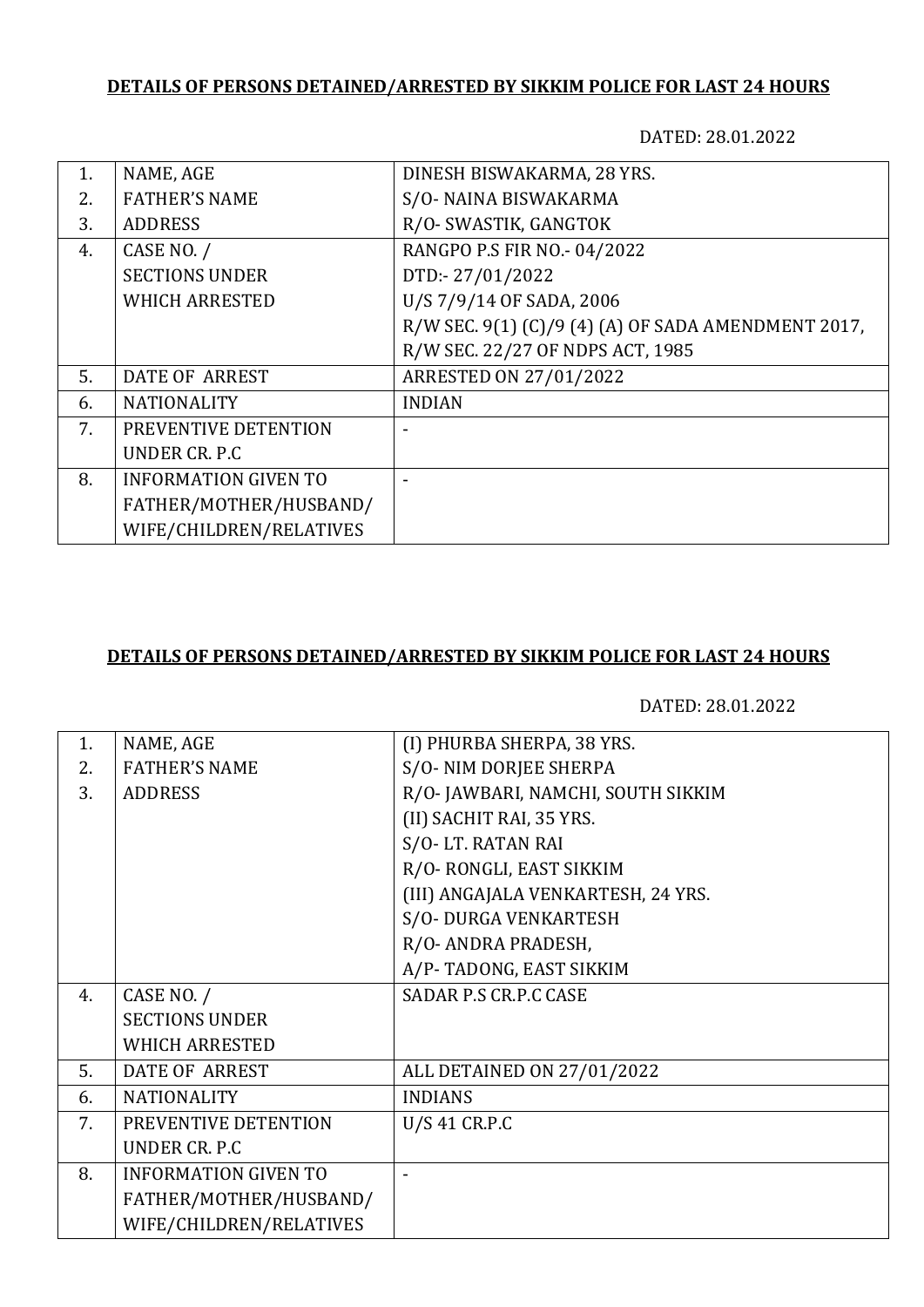**DETAILS OF PERSONS DETAINED/ARRESTED BY SIKKIM POLICE FOR LAST 24 HOURS**

DATED: 28.01.2022

| | | |
|---|---|---|
| 1.<br>2.<br>3. | NAME, AGE<br>FATHER'S NAME<br>ADDRESS | DINESH BISWAKARMA, 28 YRS.<br>S/O- NAINA BISWAKARMA<br>R/O- SWASTIK, GANGTOK |
| 4. | CASE NO. /<br>SECTIONS UNDER<br>WHICH ARRESTED | RANGPO P.S FIR NO.- 04/2022<br>DTD:- 27/01/2022<br>U/S 7/9/14 OF SADA, 2006<br>R/W SEC. 9(1) (C)/9 (4) (A) OF SADA AMENDMENT 2017,<br>R/W SEC. 22/27 OF NDPS ACT, 1985 |
| 5. | DATE OF ARREST | ARRESTED ON 27/01/2022 |
| 6. | NATIONALITY | INDIAN |
| 7. | PREVENTIVE DETENTION<br>UNDER CR. P.C | - |
| 8. | INFORMATION GIVEN TO<br>FATHER/MOTHER/HUSBAND/<br>WIFE/CHILDREN/RELATIVES | - |

**DETAILS OF PERSONS DETAINED/ARRESTED BY SIKKIM POLICE FOR LAST 24 HOURS**

DATED: 28.01.2022

| | | |
|---|---|---|
| 1.<br>2.<br>3. | NAME, AGE<br>FATHER'S NAME<br>ADDRESS | (I) PHURBA SHERPA, 38 YRS.<br>S/O- NIM DORJEE SHERPA<br>R/O- JAWBARI, NAMCHI, SOUTH SIKKIM<br>(II) SACHIT RAI, 35 YRS.<br>S/O- LT. RATAN RAI<br>R/O- RONGLI, EAST SIKKIM<br>(III) ANGAJALA VENKARTESH, 24 YRS.<br>S/O- DURGA VENKARTESH<br>R/O- ANDRA PRADESH,<br>A/P- TADONG, EAST SIKKIM |
| 4. | CASE NO. /<br>SECTIONS UNDER<br>WHICH ARRESTED | SADAR P.S CR.P.C CASE |
| 5. | DATE OF ARREST | ALL DETAINED ON 27/01/2022 |
| 6. | NATIONALITY | INDIANS |
| 7. | PREVENTIVE DETENTION<br>UNDER CR. P.C | U/S 41 CR.P.C |
| 8. | INFORMATION GIVEN TO<br>FATHER/MOTHER/HUSBAND/<br>WIFE/CHILDREN/RELATIVES | - |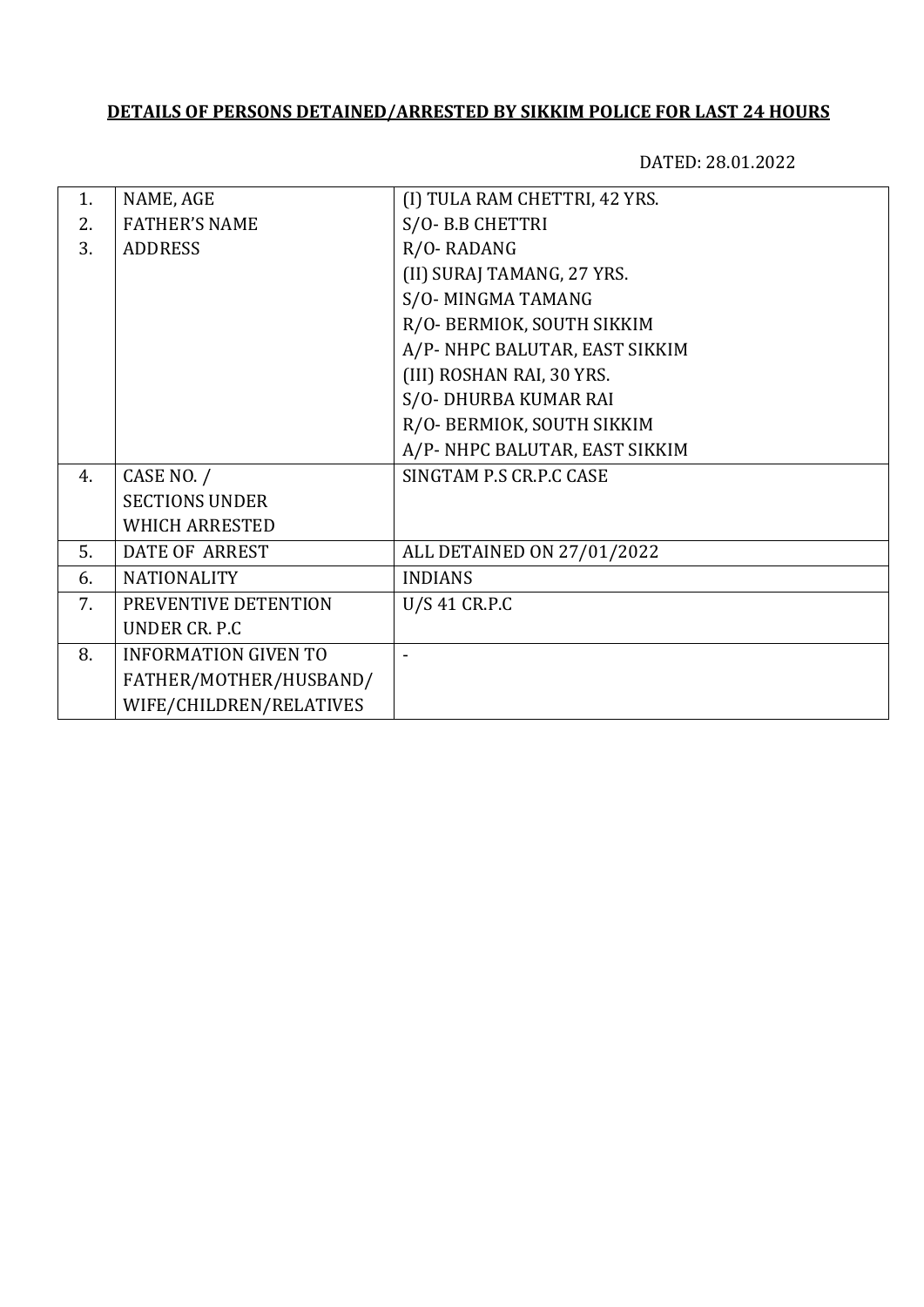**DETAILS OF PERSONS DETAINED/ARRESTED BY SIKKIM POLICE FOR LAST 24 HOURS**

DATED: 28.01.2022

| | | |
|---|---|---|
| 1.<br>2.<br>3. | NAME, AGE<br>FATHER'S NAME<br>ADDRESS | (I) TULA RAM CHETTRI, 42 YRS.<br>S/O- B.B CHETTRI<br>R/O- RADANG<br>(II) SURAJ TAMANG, 27 YRS.<br>S/O- MINGMA TAMANG<br>R/O- BERMIOK, SOUTH SIKKIM<br>A/P- NHPC BALUTAR, EAST SIKKIM<br>(III) ROSHAN RAI, 30 YRS.<br>S/O- DHURBA KUMAR RAI<br>R/O- BERMIOK, SOUTH SIKKIM<br>A/P- NHPC BALUTAR, EAST SIKKIM |
| 4. | CASE NO. /<br>SECTIONS UNDER<br>WHICH ARRESTED | SINGTAM P.S CR.P.C CASE |
| 5. | DATE OF ARREST | ALL DETAINED ON 27/01/2022 |
| 6. | NATIONALITY | INDIANS |
| 7. | PREVENTIVE DETENTION<br>UNDER CR. P.C | U/S 41 CR.P.C |
| 8. | INFORMATION GIVEN TO<br>FATHER/MOTHER/HUSBAND/<br>WIFE/CHILDREN/RELATIVES | - |